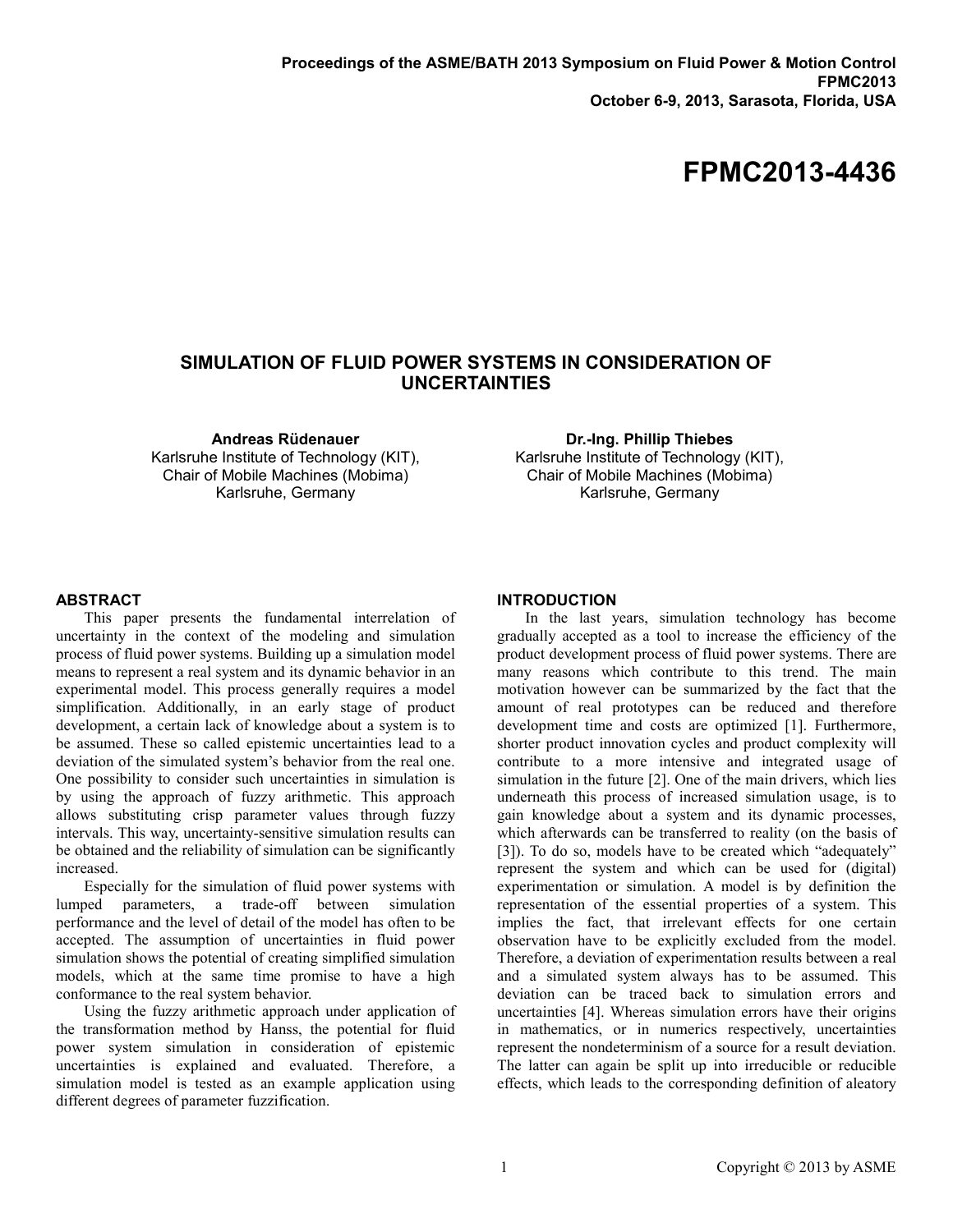Proceedings of the ASME/BATH 2013 Symposium on Fluid Power & Motion Control
FPMC2013
October 6-9, 2013, Sarasota, Florida, USA

# FPMC2013-4436

## SIMULATION OF FLUID POWER SYSTEMS IN CONSIDERATION OF UNCERTAINTIES

**Andreas Rüdenauer**
Karlsruhe Institute of Technology (KIT),
Chair of Mobile Machines (Mobima)
Karlsruhe, Germany

**Dr.-Ing. Phillip Thiebes**
Karlsruhe Institute of Technology (KIT),
Chair of Mobile Machines (Mobima)
Karlsruhe, Germany

## ABSTRACT

This paper presents the fundamental interrelation of uncertainty in the context of the modeling and simulation process of fluid power systems. Building up a simulation model means to represent a real system and its dynamic behavior in an experimental model. This process generally requires a model simplification. Additionally, in an early stage of product development, a certain lack of knowledge about a system is to be assumed. These so called epistemic uncertainties lead to a deviation of the simulated system's behavior from the real one. One possibility to consider such uncertainties in simulation is by using the approach of fuzzy arithmetic. This approach allows substituting crisp parameter values through fuzzy intervals. This way, uncertainty-sensitive simulation results can be obtained and the reliability of simulation can be significantly increased.

Especially for the simulation of fluid power systems with lumped parameters, a trade-off between simulation performance and the level of detail of the model has often to be accepted. The assumption of uncertainties in fluid power simulation shows the potential of creating simplified simulation models, which at the same time promise to have a high conformance to the real system behavior.

Using the fuzzy arithmetic approach under application of the transformation method by Hanss, the potential for fluid power system simulation in consideration of epistemic uncertainties is explained and evaluated. Therefore, a simulation model is tested as an example application using different degrees of parameter fuzzification.

## INTRODUCTION

In the last years, simulation technology has become gradually accepted as a tool to increase the efficiency of the product development process of fluid power systems. There are many reasons which contribute to this trend. The main motivation however can be summarized by the fact that the amount of real prototypes can be reduced and therefore development time and costs are optimized [1]. Furthermore, shorter product innovation cycles and product complexity will contribute to a more intensive and integrated usage of simulation in the future [2]. One of the main drivers, which lies underneath this process of increased simulation usage, is to gain knowledge about a system and its dynamic processes, which afterwards can be transferred to reality (on the basis of [3]). To do so, models have to be created which "adequately" represent the system and which can be used for (digital) experimentation or simulation. A model is by definition the representation of the essential properties of a system. This implies the fact, that irrelevant effects for one certain observation have to be explicitly excluded from the model. Therefore, a deviation of experimentation results between a real and a simulated system always has to be assumed. This deviation can be traced back to simulation errors and uncertainties [4]. Whereas simulation errors have their origins in mathematics, or in numerics respectively, uncertainties represent the nondeterminism of a source for a result deviation. The latter can again be split up into irreducible or reducible effects, which leads to the corresponding definition of aleatory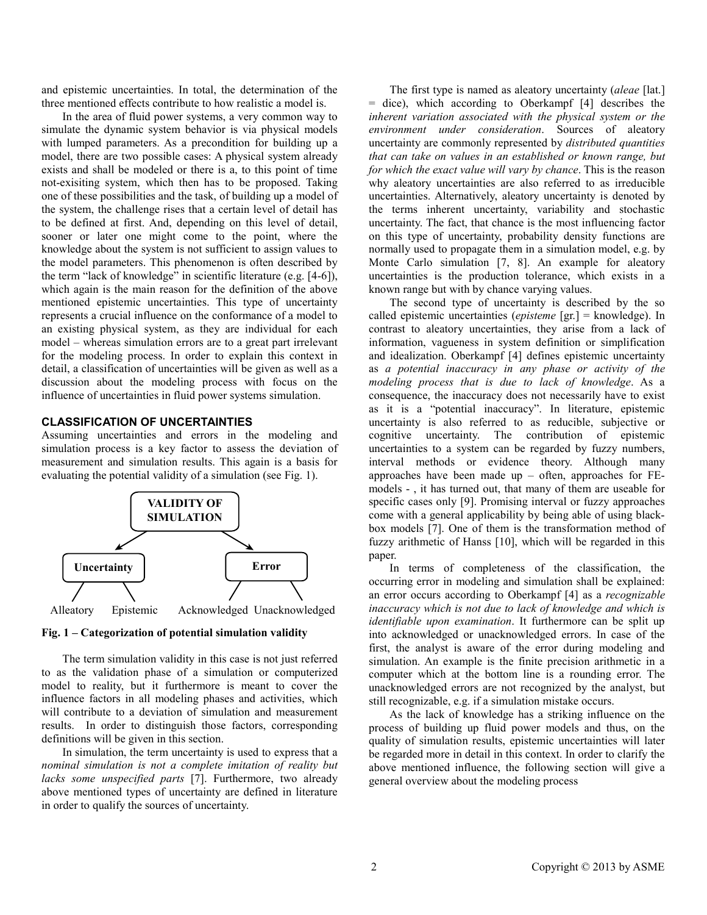and epistemic uncertainties. In total, the determination of the three mentioned effects contribute to how realistic a model is.

In the area of fluid power systems, a very common way to simulate the dynamic system behavior is via physical models with lumped parameters. As a precondition for building up a model, there are two possible cases: A physical system already exists and shall be modeled or there is a, to this point of time not-exisiting system, which then has to be proposed. Taking one of these possibilities and the task, of building up a model of the system, the challenge rises that a certain level of detail has to be defined at first. And, depending on this level of detail, sooner or later one might come to the point, where the knowledge about the system is not sufficient to assign values to the model parameters. This phenomenon is often described by the term "lack of knowledge" in scientific literature (e.g. [4-6]), which again is the main reason for the definition of the above mentioned epistemic uncertainties. This type of uncertainty represents a crucial influence on the conformance of a model to an existing physical system, as they are individual for each model – whereas simulation errors are to a great part irrelevant for the modeling process. In order to explain this context in detail, a classification of uncertainties will be given as well as a discussion about the modeling process with focus on the influence of uncertainties in fluid power systems simulation.

## CLASSIFICATION OF UNCERTAINTIES

Assuming uncertainties and errors in the modeling and simulation process is a key factor to assess the deviation of measurement and simulation results. This again is a basis for evaluating the potential validity of a simulation (see Fig. 1).

```
              VALIDITY OF SIMULATION
               /                  \
        Uncertainty              Error
         /       \              /       \
   Alleatory   Epistemic  Acknowledged  Unacknowledged
```

**Fig. 1 – Categorization of potential simulation validity**

The term simulation validity in this case is not just referred to as the validation phase of a simulation or computerized model to reality, but it furthermore is meant to cover the influence factors in all modeling phases and activities, which will contribute to a deviation of simulation and measurement results. In order to distinguish those factors, corresponding definitions will be given in this section.

In simulation, the term uncertainty is used to express that a *nominal simulation is not a complete imitation of reality but lacks some unspecified parts* [7]. Furthermore, two already above mentioned types of uncertainty are defined in literature in order to qualify the sources of uncertainty.

The first type is named as aleatory uncertainty (*aleae* [lat.] = dice), which according to Oberkampf [4] describes the *inherent variation associated with the physical system or the environment under consideration*. Sources of aleatory uncertainty are commonly represented by *distributed quantities that can take on values in an established or known range, but for which the exact value will vary by chance*. This is the reason why aleatory uncertainties are also referred to as irreducible uncertainties. Alternatively, aleatory uncertainty is denoted by the terms inherent uncertainty, variability and stochastic uncertainty. The fact, that chance is the most influencing factor on this type of uncertainty, probability density functions are normally used to propagate them in a simulation model, e.g. by Monte Carlo simulation [7, 8]. An example for aleatory uncertainties is the production tolerance, which exists in a known range but with by chance varying values.

The second type of uncertainty is described by the so called epistemic uncertainties (*episteme* [gr.] = knowledge). In contrast to aleatory uncertainties, they arise from a lack of information, vagueness in system definition or simplification and idealization. Oberkampf [4] defines epistemic uncertainty as *a potential inaccuracy in any phase or activity of the modeling process that is due to lack of knowledge*. As a consequence, the inaccuracy does not necessarily have to exist as it is a "potential inaccuracy". In literature, epistemic uncertainty is also referred to as reducible, subjective or cognitive uncertainty. The contribution of epistemic uncertainties to a system can be regarded by fuzzy numbers, interval methods or evidence theory. Although many approaches have been made up – often, approaches for FE-models - , it has turned out, that many of them are useable for specific cases only [9]. Promising interval or fuzzy approaches come with a general applicability by being able of using black-box models [7]. One of them is the transformation method of fuzzy arithmetic of Hanss [10], which will be regarded in this paper.

In terms of completeness of the classification, the occurring error in modeling and simulation shall be explained: an error occurs according to Oberkampf [4] as a *recognizable inaccuracy which is not due to lack of knowledge and which is identifiable upon examination*. It furthermore can be split up into acknowledged or unacknowledged errors. In case of the first, the analyst is aware of the error during modeling and simulation. An example is the finite precision arithmetic in a computer which at the bottom line is a rounding error. The unacknowledged errors are not recognized by the analyst, but still recognizable, e.g. if a simulation mistake occurs.

As the lack of knowledge has a striking influence on the process of building up fluid power models and thus, on the quality of simulation results, epistemic uncertainties will later be regarded more in detail in this context. In order to clarify the above mentioned influence, the following section will give a general overview about the modeling process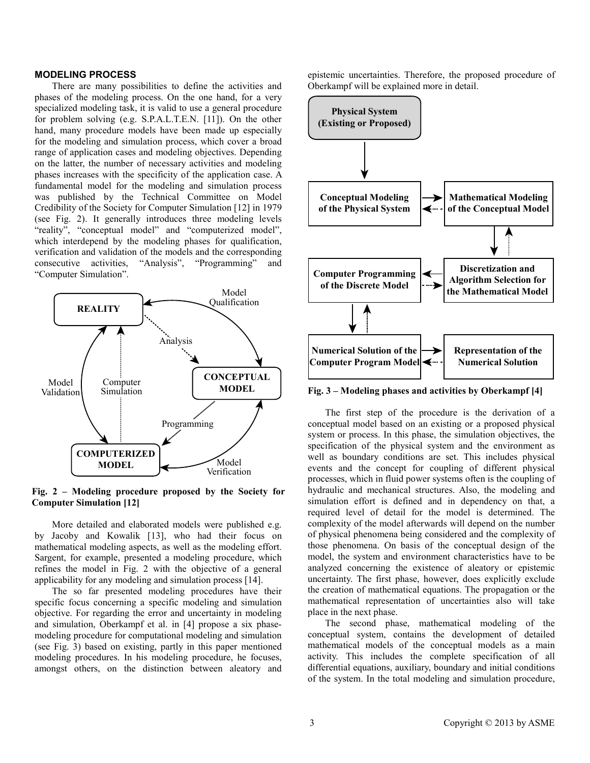## MODELING PROCESS

There are many possibilities to define the activities and phases of the modeling process. On the one hand, for a very specialized modeling task, it is valid to use a general procedure for problem solving (e.g. S.P.A.L.T.E.N. [11]). On the other hand, many procedure models have been made up especially for the modeling and simulation process, which cover a broad range of application cases and modeling objectives. Depending on the latter, the number of necessary activities and modeling phases increases with the specificity of the application case. A fundamental model for the modeling and simulation process was published by the Technical Committee on Model Credibility of the Society for Computer Simulation [12] in 1979 (see Fig. 2). It generally introduces three modeling levels "reality", "conceptual model" and "computerized model", which interdepend by the modeling phases for qualification, verification and validation of the models and the corresponding consecutive activities, "Analysis", "Programming" and "Computer Simulation".

**Fig. 2 – Modeling procedure proposed by the Society for Computer Simulation [12]**

More detailed and elaborated models were published e.g. by Jacoby and Kowalik [13], who had their focus on mathematical modeling aspects, as well as the modeling effort. Sargent, for example, presented a modeling procedure, which refines the model in Fig. 2 with the objective of a general applicability for any modeling and simulation process [14].

The so far presented modeling procedures have their specific focus concerning a specific modeling and simulation objective. For regarding the error and uncertainty in modeling and simulation, Oberkampf et al. in [4] propose a six phase-modeling procedure for computational modeling and simulation (see Fig. 3) based on existing, partly in this paper mentioned modeling procedures. In his modeling procedure, he focuses, amongst others, on the distinction between aleatory and epistemic uncertainties. Therefore, the proposed procedure of Oberkampf will be explained more in detail.

**Fig. 3 – Modeling phases and activities by Oberkampf [4]**

The first step of the procedure is the derivation of a conceptual model based on an existing or a proposed physical system or process. In this phase, the simulation objectives, the specification of the physical system and the environment as well as boundary conditions are set. This includes physical events and the concept for coupling of different physical processes, which in fluid power systems often is the coupling of hydraulic and mechanical structures. Also, the modeling and simulation effort is defined and in dependency on that, a required level of detail for the model is determined. The complexity of the model afterwards will depend on the number of physical phenomena being considered and the complexity of those phenomena. On basis of the conceptual design of the model, the system and environment characteristics have to be analyzed concerning the existence of aleatory or epistemic uncertainty. The first phase, however, does explicitly exclude the creation of mathematical equations. The propagation or the mathematical representation of uncertainties also will take place in the next phase.

The second phase, mathematical modeling of the conceptual system, contains the development of detailed mathematical models of the conceptual models as a main activity. This includes the complete specification of all differential equations, auxiliary, boundary and initial conditions of the system. In the total modeling and simulation procedure,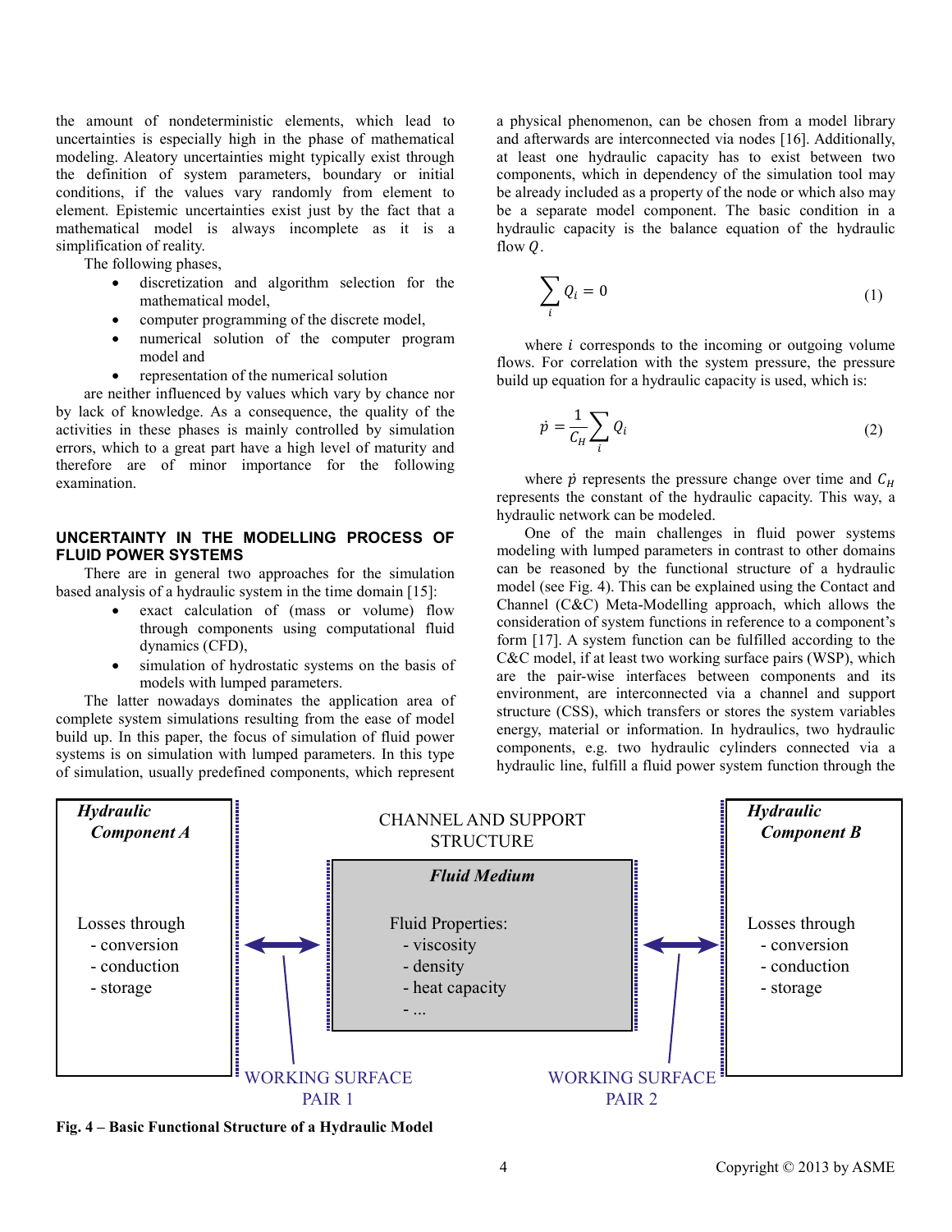the amount of nondeterministic elements, which lead to uncertainties is especially high in the phase of mathematical modeling. Aleatory uncertainties might typically exist through the definition of system parameters, boundary or initial conditions, if the values vary randomly from element to element. Epistemic uncertainties exist just by the fact that a mathematical model is always incomplete as it is a simplification of reality.

The following phases,

- discretization and algorithm selection for the mathematical model,
- computer programming of the discrete model,
- numerical solution of the computer program model and
- representation of the numerical solution

are neither influenced by values which vary by chance nor by lack of knowledge. As a consequence, the quality of the activities in these phases is mainly controlled by simulation errors, which to a great part have a high level of maturity and therefore are of minor importance for the following examination.

## UNCERTAINTY IN THE MODELLING PROCESS OF FLUID POWER SYSTEMS

There are in general two approaches for the simulation based analysis of a hydraulic system in the time domain [15]:

- exact calculation of (mass or volume) flow through components using computational fluid dynamics (CFD),
- simulation of hydrostatic systems on the basis of models with lumped parameters.

The latter nowadays dominates the application area of complete system simulations resulting from the ease of model build up. In this paper, the focus of simulation of fluid power systems is on simulation with lumped parameters. In this type of simulation, usually predefined components, which represent a physical phenomenon, can be chosen from a model library and afterwards are interconnected via nodes [16]. Additionally, at least one hydraulic capacity has to exist between two components, which in dependency of the simulation tool may be already included as a property of the node or which also may be a separate model component. The basic condition in a hydraulic capacity is the balance equation of the hydraulic flow $Q$.

$$\sum_i Q_i = 0 \tag{1}$$

where $i$ corresponds to the incoming or outgoing volume flows. For correlation with the system pressure, the pressure build up equation for a hydraulic capacity is used, which is:

$$\dot{p} = \frac{1}{C_H} \sum_i Q_i \tag{2}$$

where $\dot{p}$ represents the pressure change over time and $C_H$ represents the constant of the hydraulic capacity. This way, a hydraulic network can be modeled.

One of the main challenges in fluid power systems modeling with lumped parameters in contrast to other domains can be reasoned by the functional structure of a hydraulic model (see Fig. 4). This can be explained using the Contact and Channel (C&C) Meta-Modelling approach, which allows the consideration of system functions in reference to a component's form [17]. A system function can be fulfilled according to the C&C model, if at least two working surface pairs (WSP), which are the pair-wise interfaces between components and its environment, are interconnected via a channel and support structure (CSS), which transfers or stores the system variables energy, material or information. In hydraulics, two hydraulic components, e.g. two hydraulic cylinders connected via a hydraulic line, fulfill a fluid power system function through the

| *Hydraulic Component A* | CHANNEL AND SUPPORT STRUCTURE | *Hydraulic Component B* |
|---|---|---|
| Losses through<br>- conversion<br>- conduction<br>- storage | ***Fluid Medium***<br>Fluid Properties:<br>- viscosity<br>- density<br>- heat capacity<br>- ... | Losses through<br>- conversion<br>- conduction<br>- storage |
| WORKING SURFACE PAIR 1 (between Component A and Fluid Medium) | | WORKING SURFACE PAIR 2 (between Fluid Medium and Component B) |

**Fig. 4 – Basic Functional Structure of a Hydraulic Model**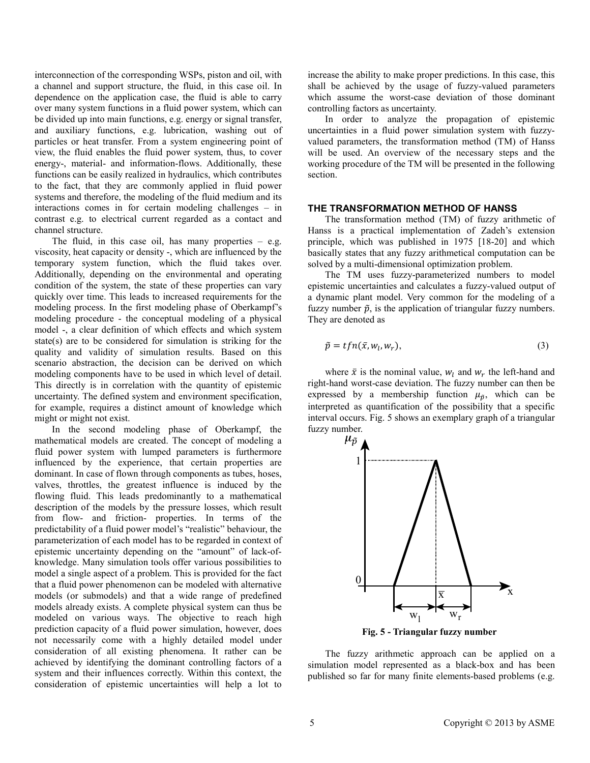interconnection of the corresponding WSPs, piston and oil, with a channel and support structure, the fluid, in this case oil. In dependence on the application case, the fluid is able to carry over many system functions in a fluid power system, which can be divided up into main functions, e.g. energy or signal transfer, and auxiliary functions, e.g. lubrication, washing out of particles or heat transfer. From a system engineering point of view, the fluid enables the fluid power system, thus, to cover energy-, material- and information-flows. Additionally, these functions can be easily realized in hydraulics, which contributes to the fact, that they are commonly applied in fluid power systems and therefore, the modeling of the fluid medium and its interactions comes in for certain modeling challenges – in contrast e.g. to electrical current regarded as a contact and channel structure.

The fluid, in this case oil, has many properties – e.g. viscosity, heat capacity or density -, which are influenced by the temporary system function, which the fluid takes over. Additionally, depending on the environmental and operating condition of the system, the state of these properties can vary quickly over time. This leads to increased requirements for the modeling process. In the first modeling phase of Oberkampf's modeling procedure - the conceptual modeling of a physical model -, a clear definition of which effects and which system state(s) are to be considered for simulation is striking for the quality and validity of simulation results. Based on this scenario abstraction, the decision can be derived on which modeling components have to be used in which level of detail. This directly is in correlation with the quantity of epistemic uncertainty. The defined system and environment specification, for example, requires a distinct amount of knowledge which might or might not exist.

In the second modeling phase of Oberkampf, the mathematical models are created. The concept of modeling a fluid power system with lumped parameters is furthermore influenced by the experience, that certain properties are dominant. In case of flown through components as tubes, hoses, valves, throttles, the greatest influence is induced by the flowing fluid. This leads predominantly to a mathematical description of the models by the pressure losses, which result from flow- and friction- properties. In terms of the predictability of a fluid power model's "realistic" behaviour, the parameterization of each model has to be regarded in context of epistemic uncertainty depending on the "amount" of lack-of-knowledge. Many simulation tools offer various possibilities to model a single aspect of a problem. This is provided for the fact that a fluid power phenomenon can be modeled with alternative models (or submodels) and that a wide range of predefined models already exists. A complete physical system can thus be modeled on various ways. The objective to reach high prediction capacity of a fluid power simulation, however, does not necessarily come with a highly detailed model under consideration of all existing phenomena. It rather can be achieved by identifying the dominant controlling factors of a system and their influences correctly. Within this context, the consideration of epistemic uncertainties will help a lot to increase the ability to make proper predictions. In this case, this shall be achieved by the usage of fuzzy-valued parameters which assume the worst-case deviation of those dominant controlling factors as uncertainty.

In order to analyze the propagation of epistemic uncertainties in a fluid power simulation system with fuzzy-valued parameters, the transformation method (TM) of Hanss will be used. An overview of the necessary steps and the working procedure of the TM will be presented in the following section.

## THE TRANSFORMATION METHOD OF HANSS

The transformation method (TM) of fuzzy arithmetic of Hanss is a practical implementation of Zadeh's extension principle, which was published in 1975 [18-20] and which basically states that any fuzzy arithmetical computation can be solved by a multi-dimensional optimization problem.

The TM uses fuzzy-parameterized numbers to model epistemic uncertainties and calculates a fuzzy-valued output of a dynamic plant model. Very common for the modeling of a fuzzy number $\tilde{p}$, is the application of triangular fuzzy numbers. They are denoted as

$$\tilde{p} = tfn(\bar{x}, w_l, w_r), \tag{3}$$

where $\bar{x}$ is the nominal value, $w_l$ and $w_r$ the left-hand and right-hand worst-case deviation. The fuzzy number can then be expressed by a membership function $\mu_{\tilde{p}}$, which can be interpreted as quantification of the possibility that a specific interval occurs. Fig. 5 shows an exemplary graph of a triangular fuzzy number.

**Fig. 5 - Triangular fuzzy number**

The fuzzy arithmetic approach can be applied on a simulation model represented as a black-box and has been published so far for many finite elements-based problems (e.g.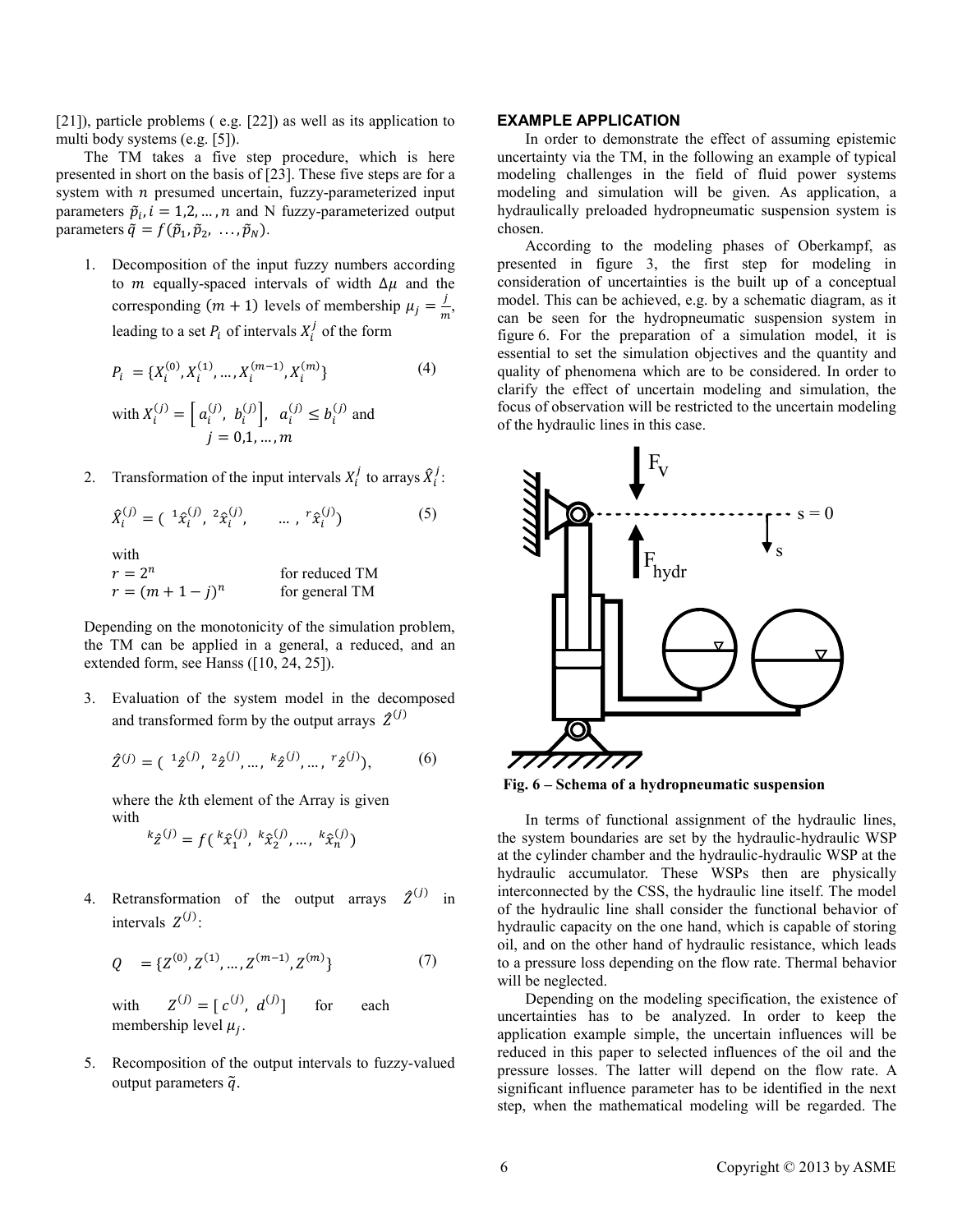[21]), particle problems ( e.g. [22]) as well as its application to multi body systems (e.g. [5]).

The TM takes a five step procedure, which is here presented in short on the basis of [23]. These five steps are for a system with $n$ presumed uncertain, fuzzy-parameterized input parameters $\tilde{p}_i, i = 1,2,\dots,n$ and N fuzzy-parameterized output parameters $\tilde{q} = f(\tilde{p}_1, \tilde{p}_2, \dots, \tilde{p}_N)$.

1. Decomposition of the input fuzzy numbers according to $m$ equally-spaced intervals of width $\Delta\mu$ and the corresponding $(m+1)$ levels of membership $\mu_j = \frac{j}{m}$, leading to a set $P_i$ of intervals $X_i^j$ of the form

$$P_i = \{X_i^{(0)}, X_i^{(1)}, \dots, X_i^{(m-1)}, X_i^{(m)}\} \tag{4}$$

with $X_i^{(j)} = \left[a_i^{(j)}, b_i^{(j)}\right], \ a_i^{(j)} \leq b_i^{(j)}$ and $j = 0,1,\dots,m$

2. Transformation of the input intervals $X_i^j$ to arrays $\hat{X}_i^j$:

$$\hat{X}_i^{(j)} = ({}^1\hat{x}_i^{(j)}, {}^2\hat{x}_i^{(j)}, \quad \dots, {}^r\hat{x}_i^{(j)}) \tag{5}$$

with
$r = 2^n$ for reduced TM
$r = (m+1-j)^n$ for general TM

Depending on the monotonicity of the simulation problem, the TM can be applied in a general, a reduced, and an extended form, see Hanss ([10, 24, 25]).

3. Evaluation of the system model in the decomposed and transformed form by the output arrays $\hat{Z}^{(j)}$

$$\hat{Z}^{(j)} = ({}^1\hat{z}^{(j)}, {}^2\hat{z}^{(j)}, \dots, {}^k\hat{z}^{(j)}, \dots, {}^r\hat{z}^{(j)}), \tag{6}$$

where the $k$th element of the Array is given with

$${}^k\hat{z}^{(j)} = f({}^k\hat{x}_1^{(j)}, {}^k\hat{x}_2^{(j)}, \dots, {}^k\hat{x}_n^{(j)})$$

4. Retransformation of the output arrays $\hat{Z}^{(j)}$ in intervals $Z^{(j)}$:

$$Q = \{Z^{(0)}, Z^{(1)}, \dots, Z^{(m-1)}, Z^{(m)}\} \tag{7}$$

with $Z^{(j)} = [c^{(j)}, d^{(j)}]$ for each membership level $\mu_j$.

5. Recomposition of the output intervals to fuzzy-valued output parameters $\tilde{q}$.

## EXAMPLE APPLICATION

In order to demonstrate the effect of assuming epistemic uncertainty via the TM, in the following an example of typical modeling challenges in the field of fluid power systems modeling and simulation will be given. As application, a hydraulically preloaded hydropneumatic suspension system is chosen.

According to the modeling phases of Oberkampf, as presented in figure 3, the first step for modeling in consideration of uncertainties is the built up of a conceptual model. This can be achieved, e.g. by a schematic diagram, as it can be seen for the hydropneumatic suspension system in figure 6. For the preparation of a simulation model, it is essential to set the simulation objectives and the quantity and quality of phenomena which are to be considered. In order to clarify the effect of uncertain modeling and simulation, the focus of observation will be restricted to the uncertain modeling of the hydraulic lines in this case.

**Fig. 6 – Schema of a hydropneumatic suspension**

In terms of functional assignment of the hydraulic lines, the system boundaries are set by the hydraulic-hydraulic WSP at the cylinder chamber and the hydraulic-hydraulic WSP at the hydraulic accumulator. These WSPs then are physically interconnected by the CSS, the hydraulic line itself. The model of the hydraulic line shall consider the functional behavior of hydraulic capacity on the one hand, which is capable of storing oil, and on the other hand of hydraulic resistance, which leads to a pressure loss depending on the flow rate. Thermal behavior will be neglected.

Depending on the modeling specification, the existence of uncertainties has to be analyzed. In order to keep the application example simple, the uncertain influences will be reduced in this paper to selected influences of the oil and the pressure losses. The latter will depend on the flow rate. A significant influence parameter has to be identified in the next step, when the mathematical modeling will be regarded. The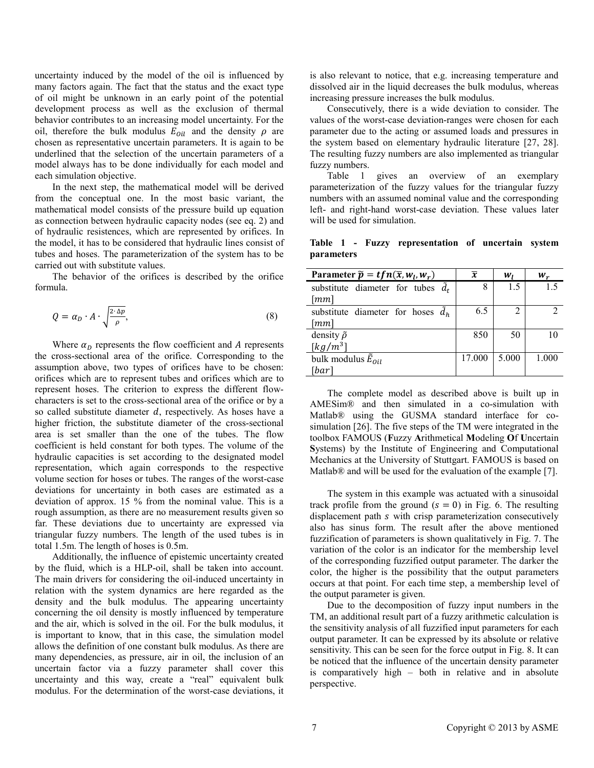uncertainty induced by the model of the oil is influenced by many factors again. The fact that the status and the exact type of oil might be unknown in an early point of the potential development process as well as the exclusion of thermal behavior contributes to an increasing model uncertainty. For the oil, therefore the bulk modulus $E_{Oil}$ and the density $\rho$ are chosen as representative uncertain parameters. It is again to be underlined that the selection of the uncertain parameters of a model always has to be done individually for each model and each simulation objective.

In the next step, the mathematical model will be derived from the conceptual one. In the most basic variant, the mathematical model consists of the pressure build up equation as connection between hydraulic capacity nodes (see eq. 2) and of hydraulic resistences, which are represented by orifices. In the model, it has to be considered that hydraulic lines consist of tubes and hoses. The parameterization of the system has to be carried out with substitute values.

The behavior of the orifices is described by the orifice formula.

$$Q = \alpha_D \cdot A \cdot \sqrt{\frac{2 \cdot \Delta p}{\rho}}, \tag{8}$$

Where $\alpha_D$ represents the flow coefficient and $A$ represents the cross-sectional area of the orifice. Corresponding to the assumption above, two types of orifices have to be chosen: orifices which are to represent tubes and orifices which are to represent hoses. The criterion to express the different flow-characters is set to the cross-sectional area of the orifice or by a so called substitute diameter $d$, respectively. As hoses have a higher friction, the substitute diameter of the cross-sectional area is set smaller than the one of the tubes. The flow coefficient is held constant for both types. The volume of the hydraulic capacities is set according to the designated model representation, which again corresponds to the respective volume section for hoses or tubes. The ranges of the worst-case deviations for uncertainty in both cases are estimated as a deviation of approx. 15 % from the nominal value. This is a rough assumption, as there are no measurement results given so far. These deviations due to uncertainty are expressed via triangular fuzzy numbers. The length of the used tubes is in total 1.5m. The length of hoses is 0.5m.

Additionally, the influence of epistemic uncertainty created by the fluid, which is a HLP-oil, shall be taken into account. The main drivers for considering the oil-induced uncertainty in relation with the system dynamics are here regarded as the density and the bulk modulus. The appearing uncertainty concerning the oil density is mostly influenced by temperature and the air, which is solved in the oil. For the bulk modulus, it is important to know, that in this case, the simulation model allows the definition of one constant bulk modulus. As there are many dependencies, as pressure, air in oil, the inclusion of an uncertain factor via a fuzzy parameter shall cover this uncertainty and this way, create a "real" equivalent bulk modulus. For the determination of the worst-case deviations, it is also relevant to notice, that e.g. increasing temperature and dissolved air in the liquid decreases the bulk modulus, whereas increasing pressure increases the bulk modulus.

Consecutively, there is a wide deviation to consider. The values of the worst-case deviation-ranges were chosen for each parameter due to the acting or assumed loads and pressures in the system based on elementary hydraulic literature [27, 28]. The resulting fuzzy numbers are also implemented as triangular fuzzy numbers.

Table 1 gives an overview of an exemplary parameterization of the fuzzy values for the triangular fuzzy numbers with an assumed nominal value and the corresponding left- and right-hand worst-case deviation. These values later will be used for simulation.

**Table 1 - Fuzzy representation of uncertain system parameters**

| Parameter $\tilde{p} = tfn(\bar{x}, w_l, w_r)$ | $\bar{x}$ | $w_l$ | $w_r$ |
|---|---|---|---|
| substitute diameter for tubes $\tilde{d}_t$ $[mm]$ | 8 | 1.5 | 1.5 |
| substitute diameter for hoses $\tilde{d}_h$ $[mm]$ | 6.5 | 2 | 2 |
| density $\tilde{\rho}$ $[kg/m^3]$ | 850 | 50 | 10 |
| bulk modulus $\tilde{E}_{Oil}$ $[bar]$ | 17.000 | 5.000 | 1.000 |

The complete model as described above is built up in AMESim® and then simulated in a co-simulation with Matlab® using the GUSMA standard interface for co-simulation [26]. The five steps of the TM were integrated in the toolbox FAMOUS (**F**uzzy **A**rithmetical **M**odeling **O**f **U**ncertain **S**ystems) by the Institute of Engineering and Computational Mechanics at the University of Stuttgart. FAMOUS is based on Matlab® and will be used for the evaluation of the example [7].

The system in this example was actuated with a sinusoidal track profile from the ground ($s = 0$) in Fig. 6. The resulting displacement path $s$ with crisp parameterization consecutively also has sinus form. The result after the above mentioned fuzzification of parameters is shown qualitatively in Fig. 7. The variation of the color is an indicator for the membership level of the corresponding fuzzified output parameter. The darker the color, the higher is the possibility that the output parameters occurs at that point. For each time step, a membership level of the output parameter is given.

Due to the decomposition of fuzzy input numbers in the TM, an additional result part of a fuzzy arithmetic calculation is the sensitivity analysis of all fuzzified input parameters for each output parameter. It can be expressed by its absolute or relative sensitivity. This can be seen for the force output in Fig. 8. It can be noticed that the influence of the uncertain density parameter is comparatively high – both in relative and in absolute perspective.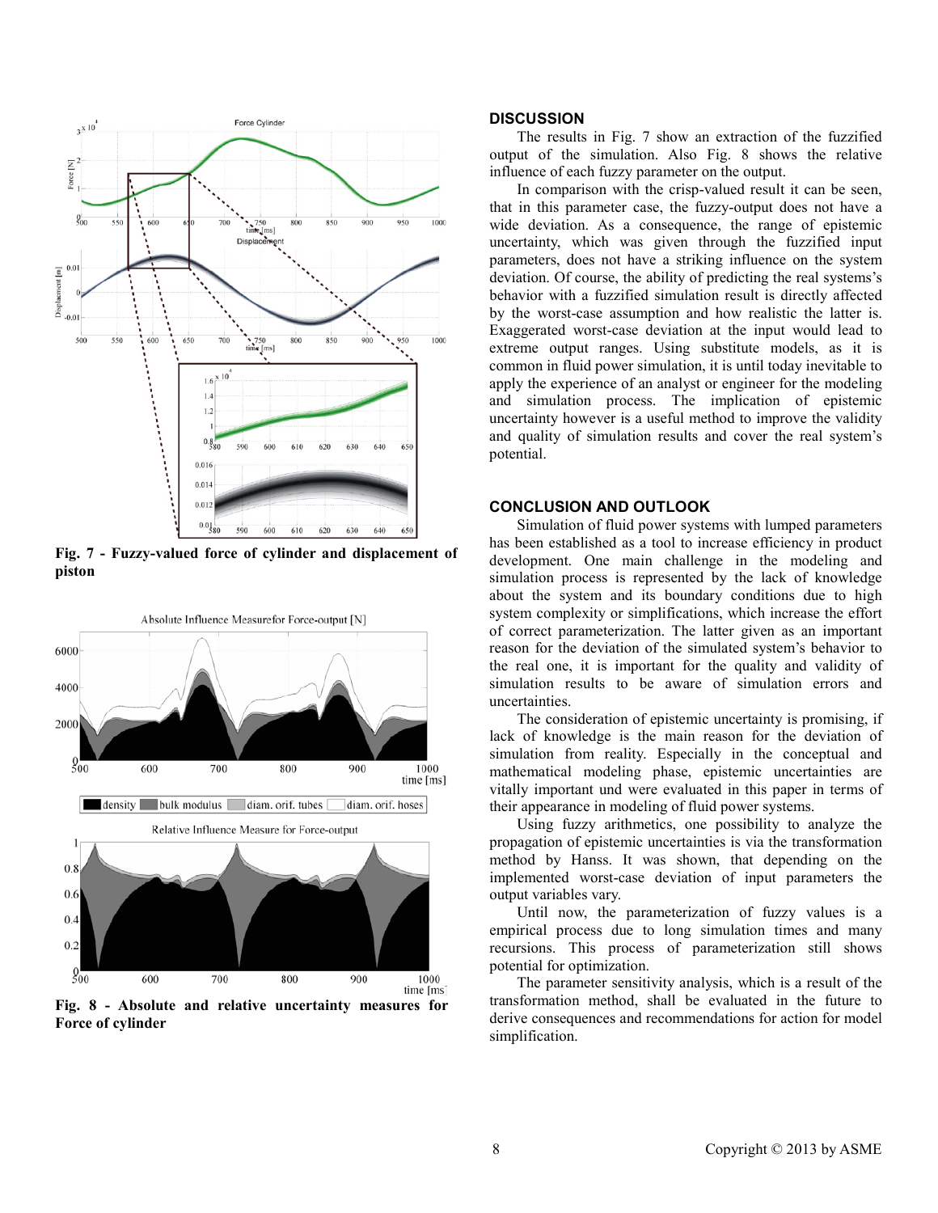Fig. 7 - Fuzzy-valued force of cylinder and displacement of piston

Fig. 8 - Absolute and relative uncertainty measures for Force of cylinder

## DISCUSSION

The results in Fig. 7 show an extraction of the fuzzified output of the simulation. Also Fig. 8 shows the relative influence of each fuzzy parameter on the output.

In comparison with the crisp-valued result it can be seen, that in this parameter case, the fuzzy-output does not have a wide deviation. As a consequence, the range of epistemic uncertainty, which was given through the fuzzified input parameters, does not have a striking influence on the system deviation. Of course, the ability of predicting the real systems's behavior with a fuzzified simulation result is directly affected by the worst-case assumption and how realistic the latter is. Exaggerated worst-case deviation at the input would lead to extreme output ranges. Using substitute models, as it is common in fluid power simulation, it is until today inevitable to apply the experience of an analyst or engineer for the modeling and simulation process. The implication of epistemic uncertainty however is a useful method to improve the validity and quality of simulation results and cover the real system's potential.

## CONCLUSION AND OUTLOOK

Simulation of fluid power systems with lumped parameters has been established as a tool to increase efficiency in product development. One main challenge in the modeling and simulation process is represented by the lack of knowledge about the system and its boundary conditions due to high system complexity or simplifications, which increase the effort of correct parameterization. The latter given as an important reason for the deviation of the simulated system's behavior to the real one, it is important for the quality and validity of simulation results to be aware of simulation errors and uncertainties.

The consideration of epistemic uncertainty is promising, if lack of knowledge is the main reason for the deviation of simulation from reality. Especially in the conceptual and mathematical modeling phase, epistemic uncertainties are vitally important und were evaluated in this paper in terms of their appearance in modeling of fluid power systems.

Using fuzzy arithmetics, one possibility to analyze the propagation of epistemic uncertainties is via the transformation method by Hanss. It was shown, that depending on the implemented worst-case deviation of input parameters the output variables vary.

Until now, the parameterization of fuzzy values is a empirical process due to long simulation times and many recursions. This process of parameterization still shows potential for optimization.

The parameter sensitivity analysis, which is a result of the transformation method, shall be evaluated in the future to derive consequences and recommendations for action for model simplification.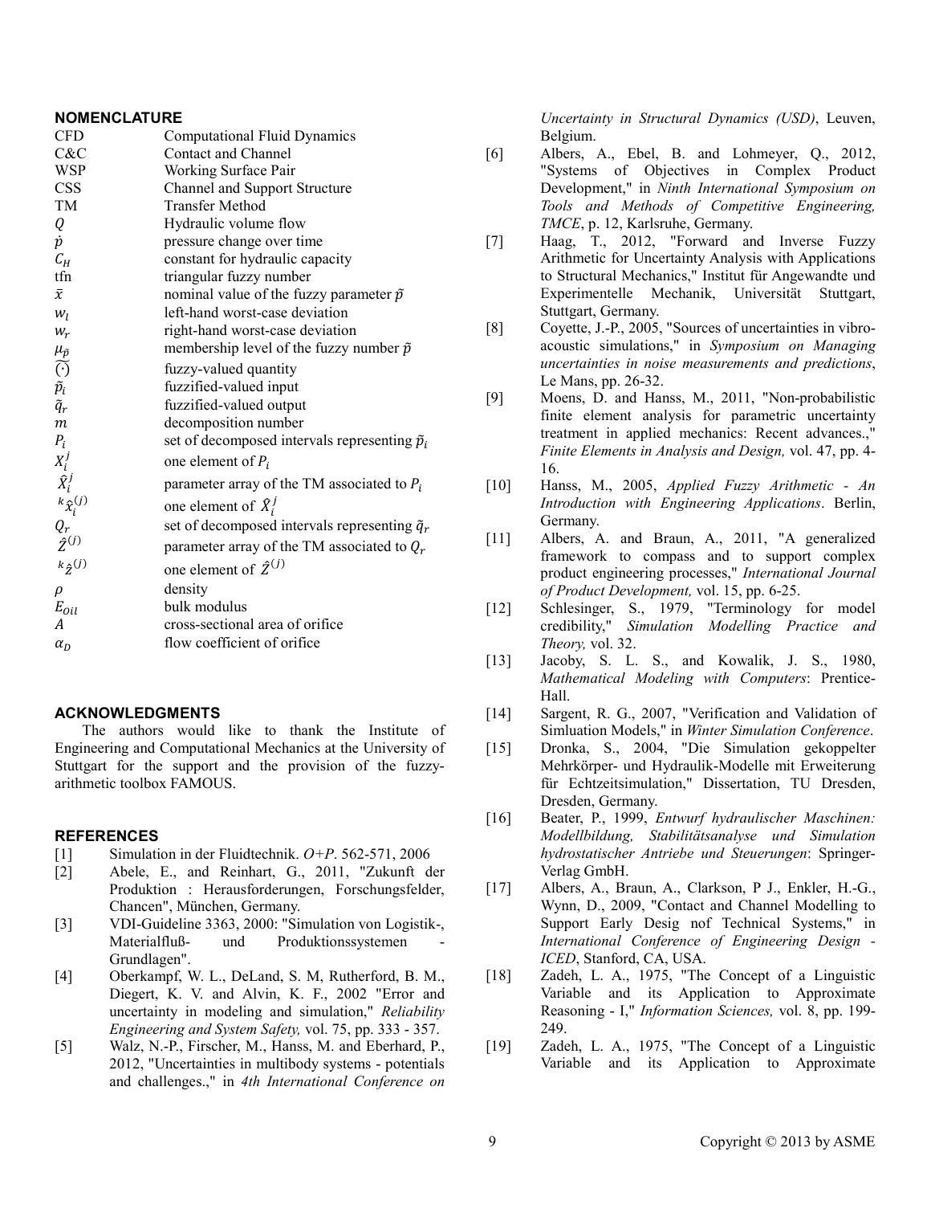## NOMENCLATURE

| | |
|---|---|
| CFD | Computational Fluid Dynamics |
| C&C | Contact and Channel |
| WSP | Working Surface Pair |
| CSS | Channel and Support Structure |
| TM | Transfer Method |
| $Q$ | Hydraulic volume flow |
| $\dot{p}$ | pressure change over time |
| $C_H$ | constant for hydraulic capacity |
| tfn | triangular fuzzy number |
| $\bar{x}$ | nominal value of the fuzzy parameter $\tilde{p}$ |
| $w_l$ | left-hand worst-case deviation |
| $w_r$ | right-hand worst-case deviation |
| $\mu_{\tilde{p}}$ | membership level of the fuzzy number $\tilde{p}$ |
| $\widetilde{(\cdot)}$ | fuzzy-valued quantity |
| $\tilde{p}_i$ | fuzzified-valued input |
| $\tilde{q}_r$ | fuzzified-valued output |
| $m$ | decomposition number |
| $P_i$ | set of decomposed intervals representing $\tilde{p}_i$ |
| $X_i^j$ | one element of $P_i$ |
| $\hat{X}_i^j$ | parameter array of the TM associated to $P_i$ |
| ${}^k\hat{x}_i^{(j)}$ | one element of $\hat{X}_i^j$ |
| $Q_r$ | set of decomposed intervals representing $\tilde{q}_r$ |
| $\hat{Z}^{(j)}$ | parameter array of the TM associated to $Q_r$ |
| ${}^k\hat{z}^{(j)}$ | one element of $\hat{Z}^{(j)}$ |
| $\rho$ | density |
| $E_{Oil}$ | bulk modulus |
| $A$ | cross-sectional area of orifice |
| $\alpha_D$ | flow coefficient of orifice |

## ACKNOWLEDGMENTS

The authors would like to thank the Institute of Engineering and Computational Mechanics at the University of Stuttgart for the support and the provision of the fuzzy-arithmetic toolbox FAMOUS.

## REFERENCES

[1] Simulation in der Fluidtechnik. *O+P*. 562-571, 2006

[2] Abele, E., and Reinhart, G., 2011, "Zukunft der Produktion : Herausforderungen, Forschungsfelder, Chancen", München, Germany.

[3] VDI-Guideline 3363, 2000: "Simulation von Logistik-, Materialfluß- und Produktionssystemen - Grundlagen".

[4] Oberkampf, W. L., DeLand, S. M, Rutherford, B. M., Diegert, K. V. and Alvin, K. F., 2002 "Error and uncertainty in modeling and simulation," *Reliability Engineering and System Safety,* vol. 75, pp. 333 - 357.

[5] Walz, N.-P., Firscher, M., Hanss, M. and Eberhard, P., 2012, "Uncertainties in multibody systems - potentials and challenges.," in *4th International Conference on Uncertainty in Structural Dynamics (USD)*, Leuven, Belgium.

[6] Albers, A., Ebel, B. and Lohmeyer, Q., 2012, "Systems of Objectives in Complex Product Development," in *Ninth International Symposium on Tools and Methods of Competitive Engineering, TMCE*, p. 12, Karlsruhe, Germany.

[7] Haag, T., 2012, "Forward and Inverse Fuzzy Arithmetic for Uncertainty Analysis with Applications to Structural Mechanics," Institut für Angewandte und Experimentelle Mechanik, Universität Stuttgart, Stuttgart, Germany.

[8] Coyette, J.-P., 2005, "Sources of uncertainties in vibro-acoustic simulations," in *Symposium on Managing uncertainties in noise measurements and predictions*, Le Mans, pp. 26-32.

[9] Moens, D. and Hanss, M., 2011, "Non-probabilistic finite element analysis for parametric uncertainty treatment in applied mechanics: Recent advances.," *Finite Elements in Analysis and Design,* vol. 47, pp. 4-16.

[10] Hanss, M., 2005, *Applied Fuzzy Arithmetic - An Introduction with Engineering Applications*. Berlin, Germany.

[11] Albers, A. and Braun, A., 2011, "A generalized framework to compass and to support complex product engineering processes," *International Journal of Product Development,* vol. 15, pp. 6-25.

[12] Schlesinger, S., 1979, "Terminology for model credibility," *Simulation Modelling Practice and Theory,* vol. 32.

[13] Jacoby, S. L. S., and Kowalik, J. S., 1980, *Mathematical Modeling with Computers*: Prentice-Hall.

[14] Sargent, R. G., 2007, "Verification and Validation of Simluation Models," in *Winter Simulation Conference*.

[15] Dronka, S., 2004, "Die Simulation gekoppelter Mehrkörper- und Hydraulik-Modelle mit Erweiterung für Echtzeitsimulation," Dissertation, TU Dresden, Dresden, Germany.

[16] Beater, P., 1999, *Entwurf hydraulischer Maschinen: Modellbildung, Stabilitätsanalyse und Simulation hydrostatischer Antriebe und Steuerungen*: Springer-Verlag GmbH.

[17] Albers, A., Braun, A., Clarkson, P J., Enkler, H.-G., Wynn, D., 2009, "Contact and Channel Modelling to Support Early Desig nof Technical Systems," in *International Conference of Engineering Design - ICED*, Stanford, CA, USA.

[18] Zadeh, L. A., 1975, "The Concept of a Linguistic Variable and its Application to Approximate Reasoning - I," *Information Sciences,* vol. 8, pp. 199-249.

[19] Zadeh, L. A., 1975, "The Concept of a Linguistic Variable and its Application to Approximate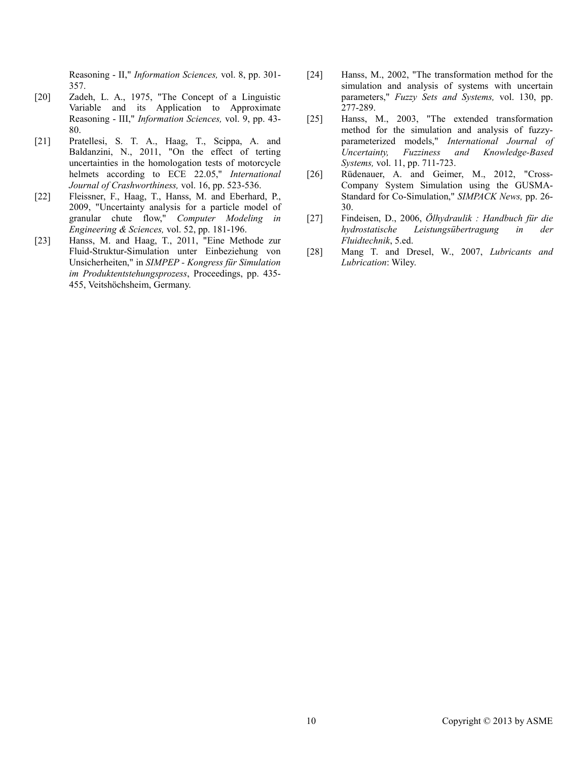Reasoning - II," *Information Sciences,* vol. 8, pp. 301-357.

[20] Zadeh, L. A., 1975, "The Concept of a Linguistic Variable and its Application to Approximate Reasoning - III," *Information Sciences,* vol. 9, pp. 43-80.

[21] Pratellesi, S. T. A., Haag, T., Scippa, A. and Baldanzini, N., 2011, "On the effect of terting uncertainties in the homologation tests of motorcycle helmets according to ECE 22.05," *International Journal of Crashworthiness,* vol. 16, pp. 523-536.

[22] Fleissner, F., Haag, T., Hanss, M. and Eberhard, P., 2009, "Uncertainty analysis for a particle model of granular chute flow," *Computer Modeling in Engineering & Sciences,* vol. 52, pp. 181-196.

[23] Hanss, M. and Haag, T., 2011, "Eine Methode zur Fluid-Struktur-Simulation unter Einbeziehung von Unsicherheiten," in *SIMPEP - Kongress für Simulation im Produktentstehungsprozess*, Proceedings, pp. 435-455, Veitshöchsheim, Germany.

[24] Hanss, M., 2002, "The transformation method for the simulation and analysis of systems with uncertain parameters," *Fuzzy Sets and Systems,* vol. 130, pp. 277-289.

[25] Hanss, M., 2003, "The extended transformation method for the simulation and analysis of fuzzy-parameterized models," *International Journal of Uncertainty, Fuzziness and Knowledge-Based Systems,* vol. 11, pp. 711-723.

[26] Rüdenauer, A. and Geimer, M., 2012, "Cross-Company System Simulation using the GUSMA-Standard for Co-Simulation," *SIMPACK News,* pp. 26-30.

[27] Findeisen, D., 2006, *Ölhydraulik : Handbuch für die hydrostatische Leistungsübertragung in der Fluidtechnik*, 5.ed.

[28] Mang T. and Dresel, W., 2007, *Lubricants and Lubrication*: Wiley.